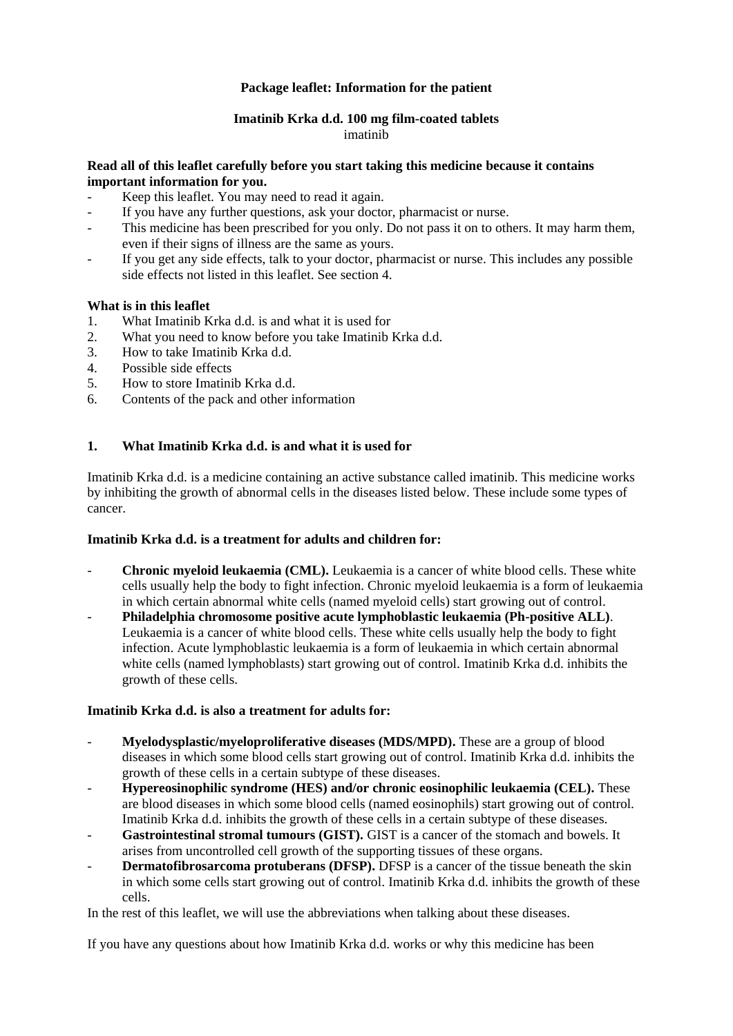**Package leaflet: Information for the patient**

**Imatinib Krka d.d. 100 mg film-coated tablets**
imatinib

**Read all of this leaflet carefully before you start taking this medicine because it contains important information for you.**

- Keep this leaflet. You may need to read it again.
- If you have any further questions, ask your doctor, pharmacist or nurse.
- This medicine has been prescribed for you only. Do not pass it on to others. It may harm them, even if their signs of illness are the same as yours.
- If you get any side effects, talk to your doctor, pharmacist or nurse. This includes any possible side effects not listed in this leaflet. See section 4.

**What is in this leaflet**

1. What Imatinib Krka d.d. is and what it is used for
2. What you need to know before you take Imatinib Krka d.d.
3. How to take Imatinib Krka d.d.
4. Possible side effects
5. How to store Imatinib Krka d.d.
6. Contents of the pack and other information

## 1. What Imatinib Krka d.d. is and what it is used for

Imatinib Krka d.d. is a medicine containing an active substance called imatinib. This medicine works by inhibiting the growth of abnormal cells in the diseases listed below. These include some types of cancer.

**Imatinib Krka d.d. is a treatment for adults and children for:**

- **Chronic myeloid leukaemia (CML).** Leukaemia is a cancer of white blood cells. These white cells usually help the body to fight infection. Chronic myeloid leukaemia is a form of leukaemia in which certain abnormal white cells (named myeloid cells) start growing out of control.
- **Philadelphia chromosome positive acute lymphoblastic leukaemia (Ph-positive ALL)**. Leukaemia is a cancer of white blood cells. These white cells usually help the body to fight infection. Acute lymphoblastic leukaemia is a form of leukaemia in which certain abnormal white cells (named lymphoblasts) start growing out of control. Imatinib Krka d.d. inhibits the growth of these cells.

**Imatinib Krka d.d. is also a treatment for adults for:**

- **Myelodysplastic/myeloproliferative diseases (MDS/MPD).** These are a group of blood diseases in which some blood cells start growing out of control. Imatinib Krka d.d. inhibits the growth of these cells in a certain subtype of these diseases.
- **Hypereosinophilic syndrome (HES) and/or chronic eosinophilic leukaemia (CEL).** These are blood diseases in which some blood cells (named eosinophils) start growing out of control. Imatinib Krka d.d. inhibits the growth of these cells in a certain subtype of these diseases.
- **Gastrointestinal stromal tumours (GIST).** GIST is a cancer of the stomach and bowels. It arises from uncontrolled cell growth of the supporting tissues of these organs.
- **Dermatofibrosarcoma protuberans (DFSP).** DFSP is a cancer of the tissue beneath the skin in which some cells start growing out of control. Imatinib Krka d.d. inhibits the growth of these cells.

In the rest of this leaflet, we will use the abbreviations when talking about these diseases.

If you have any questions about how Imatinib Krka d.d. works or why this medicine has been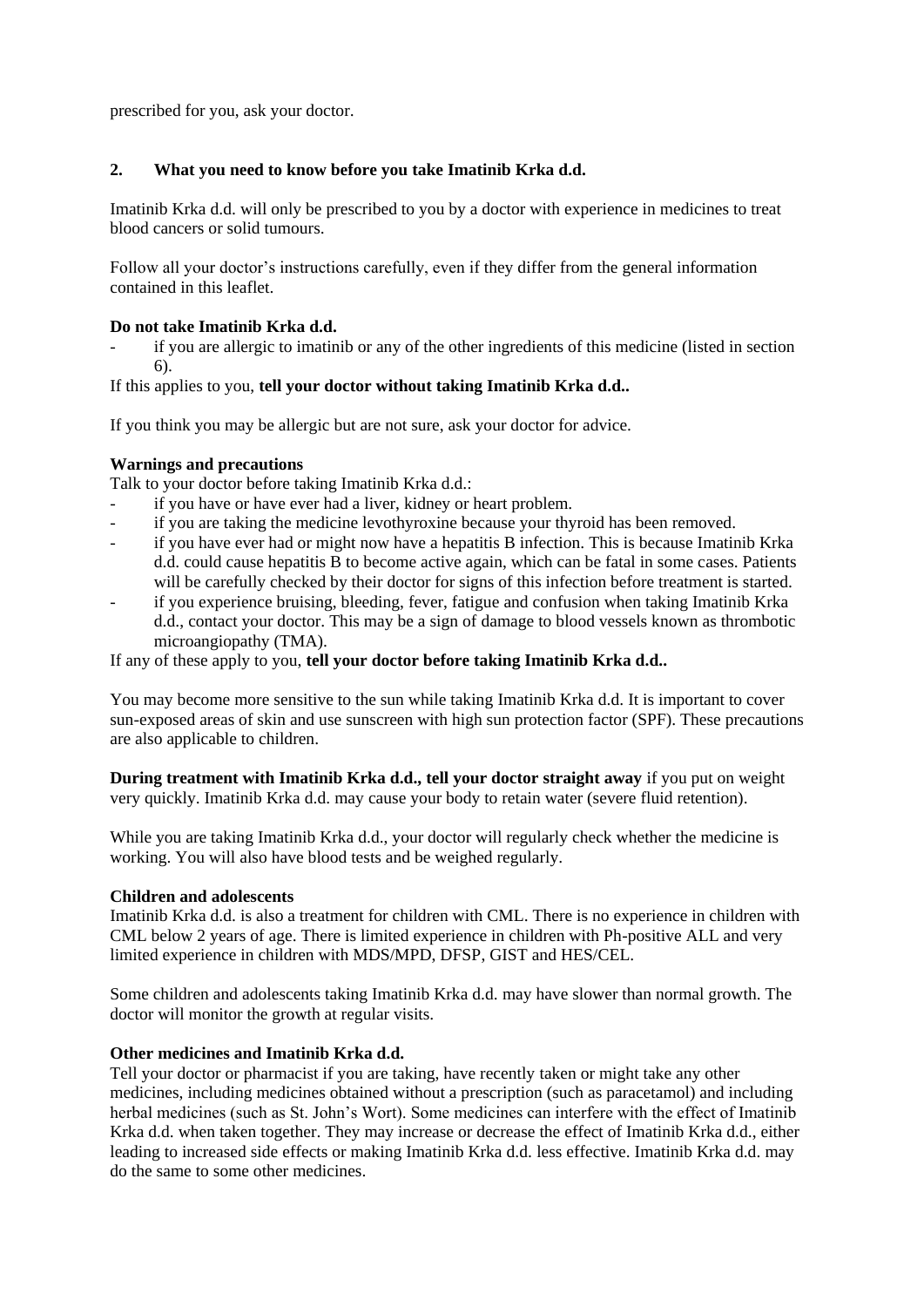prescribed for you, ask your doctor.

## 2. What you need to know before you take Imatinib Krka d.d.

Imatinib Krka d.d. will only be prescribed to you by a doctor with experience in medicines to treat blood cancers or solid tumours.

Follow all your doctor's instructions carefully, even if they differ from the general information contained in this leaflet.

**Do not take Imatinib Krka d.d.**

- if you are allergic to imatinib or any of the other ingredients of this medicine (listed in section 6).

If this applies to you, **tell your doctor without taking Imatinib Krka d.d..**

If you think you may be allergic but are not sure, ask your doctor for advice.

**Warnings and precautions**

Talk to your doctor before taking Imatinib Krka d.d.:

- if you have or have ever had a liver, kidney or heart problem.
- if you are taking the medicine levothyroxine because your thyroid has been removed.
- if you have ever had or might now have a hepatitis B infection. This is because Imatinib Krka d.d. could cause hepatitis B to become active again, which can be fatal in some cases. Patients will be carefully checked by their doctor for signs of this infection before treatment is started.
- if you experience bruising, bleeding, fever, fatigue and confusion when taking Imatinib Krka d.d., contact your doctor. This may be a sign of damage to blood vessels known as thrombotic microangiopathy (TMA).

If any of these apply to you, **tell your doctor before taking Imatinib Krka d.d..**

You may become more sensitive to the sun while taking Imatinib Krka d.d. It is important to cover sun-exposed areas of skin and use sunscreen with high sun protection factor (SPF). These precautions are also applicable to children.

**During treatment with Imatinib Krka d.d., tell your doctor straight away** if you put on weight very quickly. Imatinib Krka d.d. may cause your body to retain water (severe fluid retention).

While you are taking Imatinib Krka d.d., your doctor will regularly check whether the medicine is working. You will also have blood tests and be weighed regularly.

**Children and adolescents**

Imatinib Krka d.d. is also a treatment for children with CML. There is no experience in children with CML below 2 years of age. There is limited experience in children with Ph-positive ALL and very limited experience in children with MDS/MPD, DFSP, GIST and HES/CEL.

Some children and adolescents taking Imatinib Krka d.d. may have slower than normal growth. The doctor will monitor the growth at regular visits.

**Other medicines and Imatinib Krka d.d.**

Tell your doctor or pharmacist if you are taking, have recently taken or might take any other medicines, including medicines obtained without a prescription (such as paracetamol) and including herbal medicines (such as St. John's Wort). Some medicines can interfere with the effect of Imatinib Krka d.d. when taken together. They may increase or decrease the effect of Imatinib Krka d.d., either leading to increased side effects or making Imatinib Krka d.d. less effective. Imatinib Krka d.d. may do the same to some other medicines.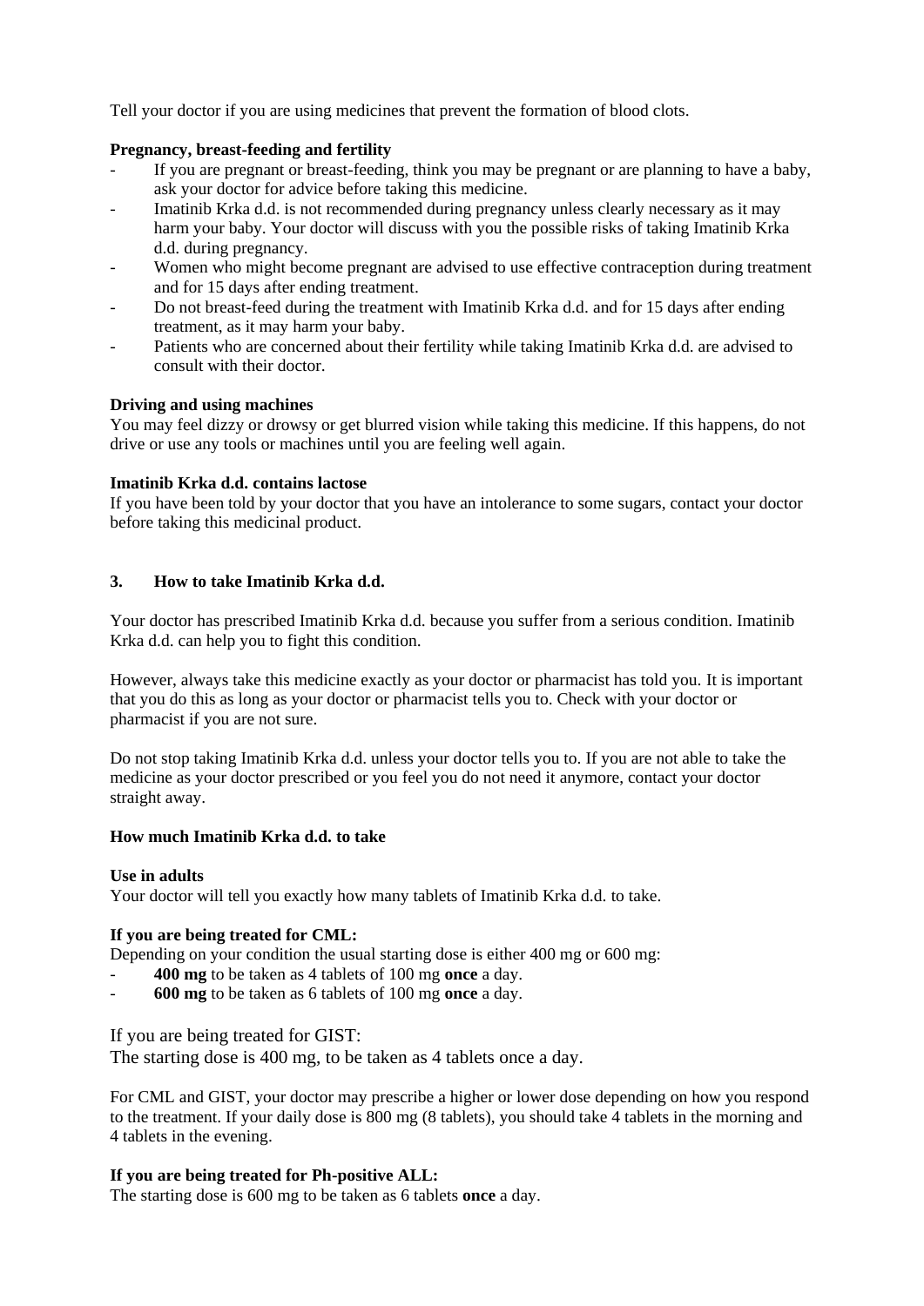Tell your doctor if you are using medicines that prevent the formation of blood clots.

**Pregnancy, breast-feeding and fertility**

- If you are pregnant or breast-feeding, think you may be pregnant or are planning to have a baby, ask your doctor for advice before taking this medicine.
- Imatinib Krka d.d. is not recommended during pregnancy unless clearly necessary as it may harm your baby. Your doctor will discuss with you the possible risks of taking Imatinib Krka d.d. during pregnancy.
- Women who might become pregnant are advised to use effective contraception during treatment and for 15 days after ending treatment.
- Do not breast-feed during the treatment with Imatinib Krka d.d. and for 15 days after ending treatment, as it may harm your baby.
- Patients who are concerned about their fertility while taking Imatinib Krka d.d. are advised to consult with their doctor.

**Driving and using machines**

You may feel dizzy or drowsy or get blurred vision while taking this medicine. If this happens, do not drive or use any tools or machines until you are feeling well again.

**Imatinib Krka d.d. contains lactose**

If you have been told by your doctor that you have an intolerance to some sugars, contact your doctor before taking this medicinal product.

## 3. How to take Imatinib Krka d.d.

Your doctor has prescribed Imatinib Krka d.d. because you suffer from a serious condition. Imatinib Krka d.d. can help you to fight this condition.

However, always take this medicine exactly as your doctor or pharmacist has told you. It is important that you do this as long as your doctor or pharmacist tells you to. Check with your doctor or pharmacist if you are not sure.

Do not stop taking Imatinib Krka d.d. unless your doctor tells you to. If you are not able to take the medicine as your doctor prescribed or you feel you do not need it anymore, contact your doctor straight away.

**How much Imatinib Krka d.d. to take**

**Use in adults**

Your doctor will tell you exactly how many tablets of Imatinib Krka d.d. to take.

**If you are being treated for CML:**

Depending on your condition the usual starting dose is either 400 mg or 600 mg:

- **400 mg** to be taken as 4 tablets of 100 mg **once** a day.
- **600 mg** to be taken as 6 tablets of 100 mg **once** a day.

If you are being treated for GIST:
The starting dose is 400 mg, to be taken as 4 tablets once a day.

For CML and GIST, your doctor may prescribe a higher or lower dose depending on how you respond to the treatment. If your daily dose is 800 mg (8 tablets), you should take 4 tablets in the morning and 4 tablets in the evening.

**If you are being treated for Ph-positive ALL:**

The starting dose is 600 mg to be taken as 6 tablets **once** a day.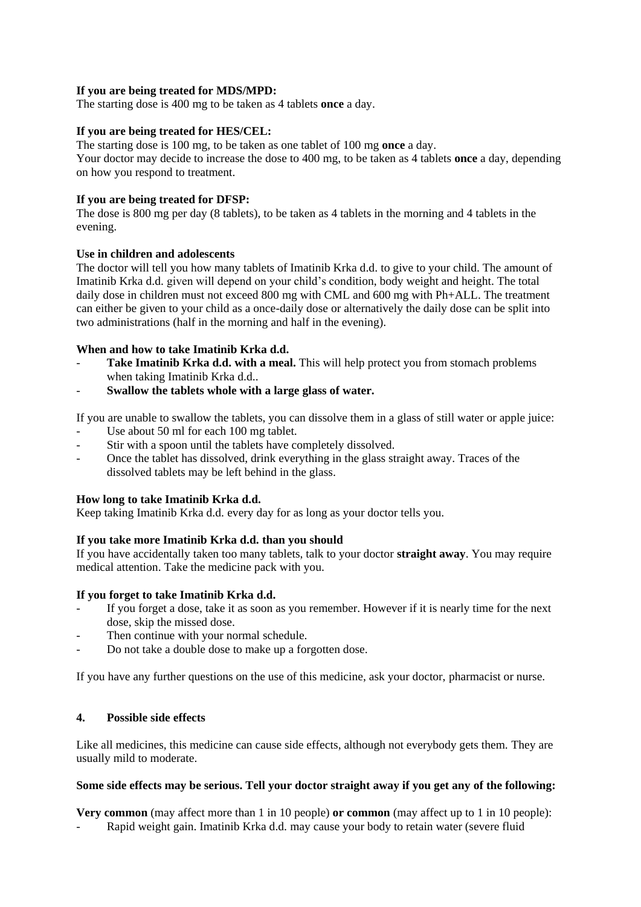**If you are being treated for MDS/MPD:**
The starting dose is 400 mg to be taken as 4 tablets **once** a day.

**If you are being treated for HES/CEL:**
The starting dose is 100 mg, to be taken as one tablet of 100 mg **once** a day.
Your doctor may decide to increase the dose to 400 mg, to be taken as 4 tablets **once** a day, depending on how you respond to treatment.

**If you are being treated for DFSP:**
The dose is 800 mg per day (8 tablets), to be taken as 4 tablets in the morning and 4 tablets in the evening.

**Use in children and adolescents**
The doctor will tell you how many tablets of Imatinib Krka d.d. to give to your child. The amount of Imatinib Krka d.d. given will depend on your child's condition, body weight and height. The total daily dose in children must not exceed 800 mg with CML and 600 mg with Ph+ALL. The treatment can either be given to your child as a once-daily dose or alternatively the daily dose can be split into two administrations (half in the morning and half in the evening).

**When and how to take Imatinib Krka d.d.**
- **Take Imatinib Krka d.d. with a meal.** This will help protect you from stomach problems when taking Imatinib Krka d.d..
- **Swallow the tablets whole with a large glass of water.**

If you are unable to swallow the tablets, you can dissolve them in a glass of still water or apple juice:
- Use about 50 ml for each 100 mg tablet.
- Stir with a spoon until the tablets have completely dissolved.
- Once the tablet has dissolved, drink everything in the glass straight away. Traces of the dissolved tablets may be left behind in the glass.

**How long to take Imatinib Krka d.d.**
Keep taking Imatinib Krka d.d. every day for as long as your doctor tells you.

**If you take more Imatinib Krka d.d. than you should**
If you have accidentally taken too many tablets, talk to your doctor **straight away**. You may require medical attention. Take the medicine pack with you.

**If you forget to take Imatinib Krka d.d.**
- If you forget a dose, take it as soon as you remember. However if it is nearly time for the next dose, skip the missed dose.
- Then continue with your normal schedule.
- Do not take a double dose to make up a forgotten dose.

If you have any further questions on the use of this medicine, ask your doctor, pharmacist or nurse.

## 4. Possible side effects

Like all medicines, this medicine can cause side effects, although not everybody gets them. They are usually mild to moderate.

**Some side effects may be serious. Tell your doctor straight away if you get any of the following:**

**Very common** (may affect more than 1 in 10 people) **or common** (may affect up to 1 in 10 people):
- Rapid weight gain. Imatinib Krka d.d. may cause your body to retain water (severe fluid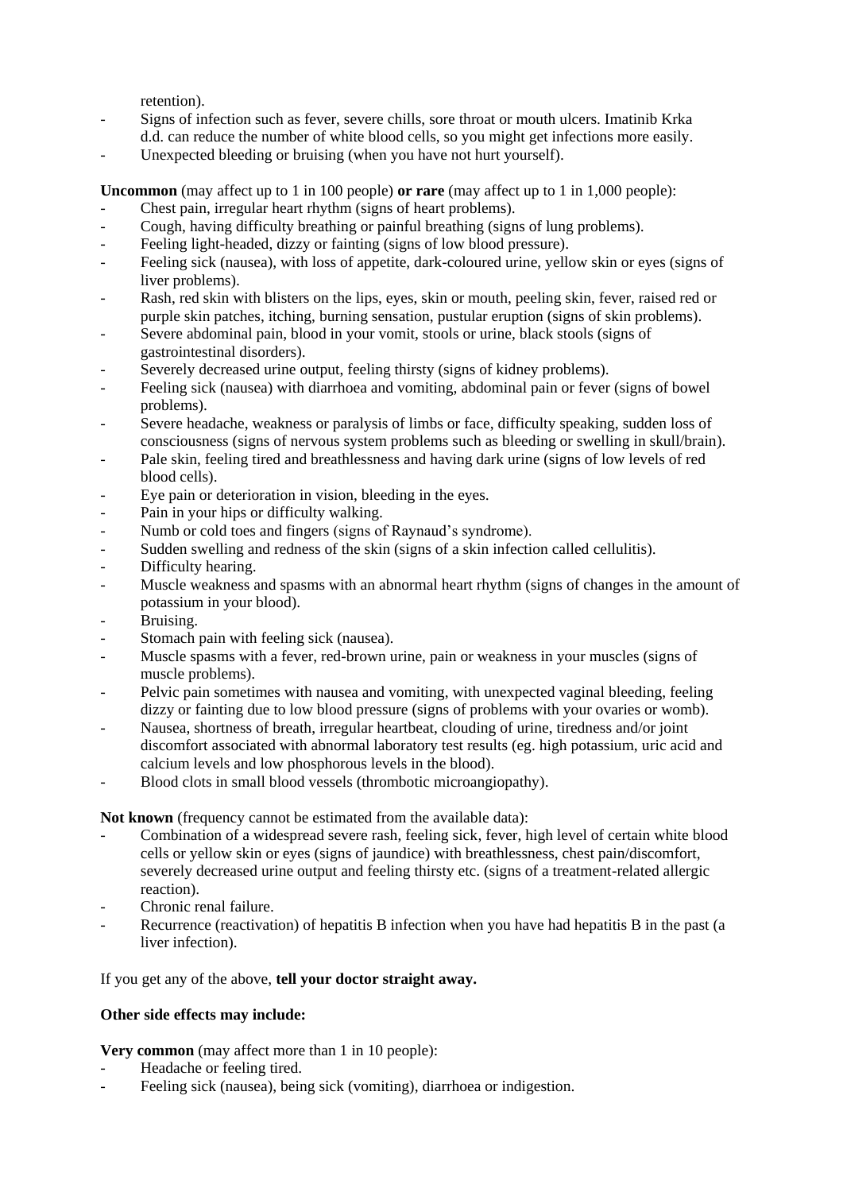retention).

- Signs of infection such as fever, severe chills, sore throat or mouth ulcers. Imatinib Krka d.d. can reduce the number of white blood cells, so you might get infections more easily.
- Unexpected bleeding or bruising (when you have not hurt yourself).

**Uncommon** (may affect up to 1 in 100 people) **or rare** (may affect up to 1 in 1,000 people):

- Chest pain, irregular heart rhythm (signs of heart problems).
- Cough, having difficulty breathing or painful breathing (signs of lung problems).
- Feeling light-headed, dizzy or fainting (signs of low blood pressure).
- Feeling sick (nausea), with loss of appetite, dark-coloured urine, yellow skin or eyes (signs of liver problems).
- Rash, red skin with blisters on the lips, eyes, skin or mouth, peeling skin, fever, raised red or purple skin patches, itching, burning sensation, pustular eruption (signs of skin problems).
- Severe abdominal pain, blood in your vomit, stools or urine, black stools (signs of gastrointestinal disorders).
- Severely decreased urine output, feeling thirsty (signs of kidney problems).
- Feeling sick (nausea) with diarrhoea and vomiting, abdominal pain or fever (signs of bowel problems).
- Severe headache, weakness or paralysis of limbs or face, difficulty speaking, sudden loss of consciousness (signs of nervous system problems such as bleeding or swelling in skull/brain).
- Pale skin, feeling tired and breathlessness and having dark urine (signs of low levels of red blood cells).
- Eye pain or deterioration in vision, bleeding in the eyes.
- Pain in your hips or difficulty walking.
- Numb or cold toes and fingers (signs of Raynaud's syndrome).
- Sudden swelling and redness of the skin (signs of a skin infection called cellulitis).
- Difficulty hearing.
- Muscle weakness and spasms with an abnormal heart rhythm (signs of changes in the amount of potassium in your blood).
- Bruising.
- Stomach pain with feeling sick (nausea).
- Muscle spasms with a fever, red-brown urine, pain or weakness in your muscles (signs of muscle problems).
- Pelvic pain sometimes with nausea and vomiting, with unexpected vaginal bleeding, feeling dizzy or fainting due to low blood pressure (signs of problems with your ovaries or womb).
- Nausea, shortness of breath, irregular heartbeat, clouding of urine, tiredness and/or joint discomfort associated with abnormal laboratory test results (eg. high potassium, uric acid and calcium levels and low phosphorous levels in the blood).
- Blood clots in small blood vessels (thrombotic microangiopathy).

**Not known** (frequency cannot be estimated from the available data):

- Combination of a widespread severe rash, feeling sick, fever, high level of certain white blood cells or yellow skin or eyes (signs of jaundice) with breathlessness, chest pain/discomfort, severely decreased urine output and feeling thirsty etc. (signs of a treatment-related allergic reaction).
- Chronic renal failure.
- Recurrence (reactivation) of hepatitis B infection when you have had hepatitis B in the past (a liver infection).

If you get any of the above, **tell your doctor straight away.**

**Other side effects may include:**

**Very common** (may affect more than 1 in 10 people):

- Headache or feeling tired.
- Feeling sick (nausea), being sick (vomiting), diarrhoea or indigestion.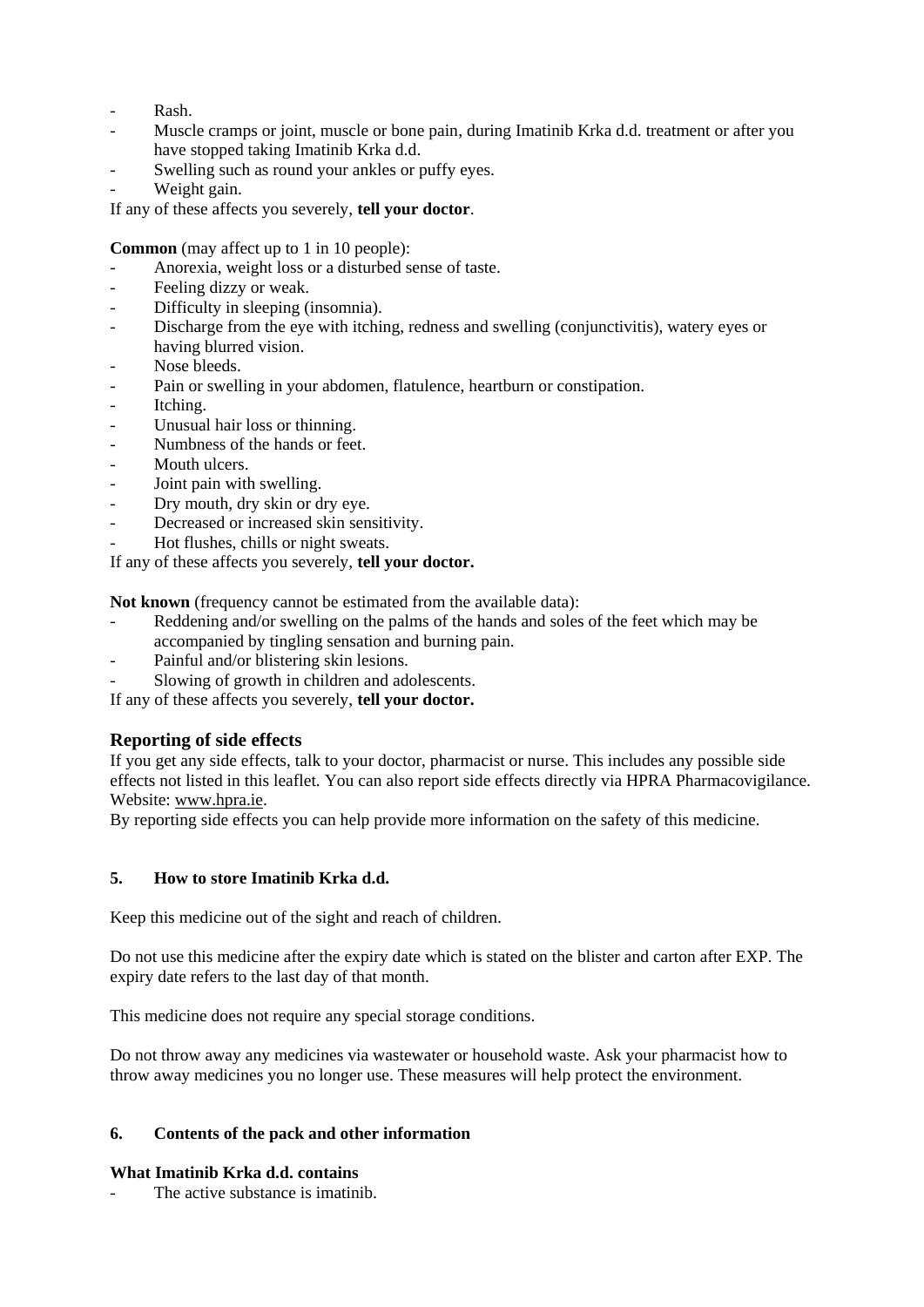- Rash.
- Muscle cramps or joint, muscle or bone pain, during Imatinib Krka d.d. treatment or after you have stopped taking Imatinib Krka d.d.
- Swelling such as round your ankles or puffy eyes.
- Weight gain.

If any of these affects you severely, **tell your doctor**.

**Common** (may affect up to 1 in 10 people):

- Anorexia, weight loss or a disturbed sense of taste.
- Feeling dizzy or weak.
- Difficulty in sleeping (insomnia).
- Discharge from the eye with itching, redness and swelling (conjunctivitis), watery eyes or having blurred vision.
- Nose bleeds.
- Pain or swelling in your abdomen, flatulence, heartburn or constipation.
- Itching.
- Unusual hair loss or thinning.
- Numbness of the hands or feet.
- Mouth ulcers.
- Joint pain with swelling.
- Dry mouth, dry skin or dry eye.
- Decreased or increased skin sensitivity.
- Hot flushes, chills or night sweats.

If any of these affects you severely, **tell your doctor.**

**Not known** (frequency cannot be estimated from the available data):

- Reddening and/or swelling on the palms of the hands and soles of the feet which may be accompanied by tingling sensation and burning pain.
- Painful and/or blistering skin lesions.
- Slowing of growth in children and adolescents.

If any of these affects you severely, **tell your doctor.**

### Reporting of side effects

If you get any side effects, talk to your doctor, pharmacist or nurse. This includes any possible side effects not listed in this leaflet. You can also report side effects directly via HPRA Pharmacovigilance. Website: www.hpra.ie.

By reporting side effects you can help provide more information on the safety of this medicine.

## 5. How to store Imatinib Krka d.d.

Keep this medicine out of the sight and reach of children.

Do not use this medicine after the expiry date which is stated on the blister and carton after EXP. The expiry date refers to the last day of that month.

This medicine does not require any special storage conditions.

Do not throw away any medicines via wastewater or household waste. Ask your pharmacist how to throw away medicines you no longer use. These measures will help protect the environment.

## 6. Contents of the pack and other information

**What Imatinib Krka d.d. contains**

- The active substance is imatinib.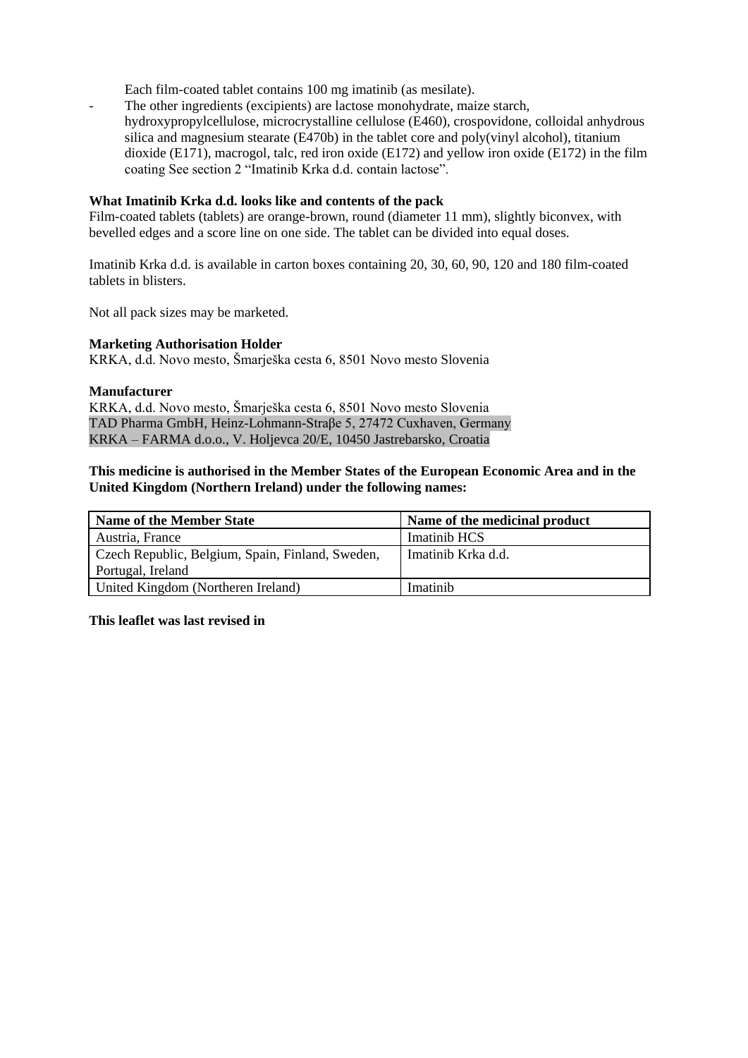Each film-coated tablet contains 100 mg imatinib (as mesilate).

- The other ingredients (excipients) are lactose monohydrate, maize starch, hydroxypropylcellulose, microcrystalline cellulose (E460), crospovidone, colloidal anhydrous silica and magnesium stearate (E470b) in the tablet core and poly(vinyl alcohol), titanium dioxide (E171), macrogol, talc, red iron oxide (E172) and yellow iron oxide (E172) in the film coating See section 2 "Imatinib Krka d.d. contain lactose".

**What Imatinib Krka d.d. looks like and contents of the pack**

Film-coated tablets (tablets) are orange-brown, round (diameter 11 mm), slightly biconvex, with bevelled edges and a score line on one side. The tablet can be divided into equal doses.

Imatinib Krka d.d. is available in carton boxes containing 20, 30, 60, 90, 120 and 180 film-coated tablets in blisters.

Not all pack sizes may be marketed.

**Marketing Authorisation Holder**

KRKA, d.d. Novo mesto, Šmarješka cesta 6, 8501 Novo mesto Slovenia

**Manufacturer**

KRKA, d.d. Novo mesto, Šmarješka cesta 6, 8501 Novo mesto Slovenia
TAD Pharma GmbH, Heinz-Lohmann-Straβe 5, 27472 Cuxhaven, Germany
KRKA – FARMA d.o.o., V. Holjevca 20/E, 10450 Jastrebarsko, Croatia

**This medicine is authorised in the Member States of the European Economic Area and in the United Kingdom (Northern Ireland) under the following names:**

| Name of the Member State | Name of the medicinal product |
|---|---|
| Austria, France | Imatinib HCS |
| Czech Republic, Belgium, Spain, Finland, Sweden, Portugal, Ireland | Imatinib Krka d.d. |
| United Kingdom (Northeren Ireland) | Imatinib |

**This leaflet was last revised in**